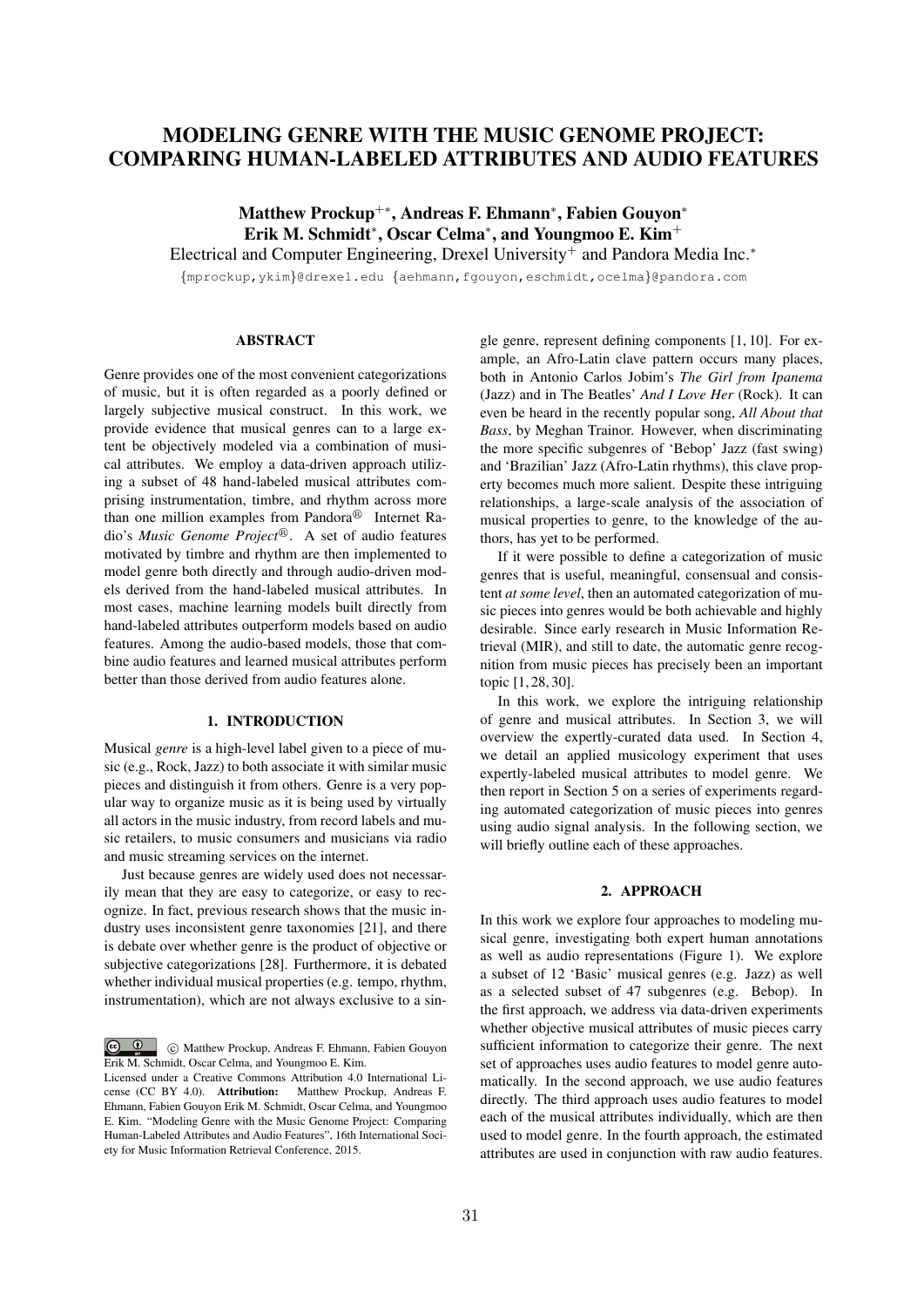# MODELING GENRE WITH THE MUSIC GENOME PROJECT: COMPARING HUMAN-LABELED ATTRIBUTES AND AUDIO FEATURES

**Matthew Prockup[+*], Andreas F. Ehmann[*], Fabien Gouyon[*]**
**Erik M. Schmidt[*], Oscar Celma[*], and Youngmoo E. Kim[+]**

Electrical and Computer Engineering, Drexel University[+] and Pandora Media Inc.[*]

{mprockup,ykim}@drexel.edu {aehmann,fgouyon,eschmidt,ocelma}@pandora.com

## ABSTRACT

Genre provides one of the most convenient categorizations of music, but it is often regarded as a poorly defined or largely subjective musical construct. In this work, we provide evidence that musical genres can to a large extent be objectively modeled via a combination of musical attributes. We employ a data-driven approach utilizing a subset of 48 hand-labeled musical attributes comprising instrumentation, timbre, and rhythm across more than one million examples from Pandora® Internet Radio's *Music Genome Project®*. A set of audio features motivated by timbre and rhythm are then implemented to model genre both directly and through audio-driven models derived from the hand-labeled musical attributes. In most cases, machine learning models built directly from hand-labeled attributes outperform models based on audio features. Among the audio-based models, those that combine audio features and learned musical attributes perform better than those derived from audio features alone.

## 1. INTRODUCTION

Musical *genre* is a high-level label given to a piece of music (e.g., Rock, Jazz) to both associate it with similar music pieces and distinguish it from others. Genre is a very popular way to organize music as it is being used by virtually all actors in the music industry, from record labels and music retailers, to music consumers and musicians via radio and music streaming services on the internet.

Just because genres are widely used does not necessarily mean that they are easy to categorize, or easy to recognize. In fact, previous research shows that the music industry uses inconsistent genre taxonomies [21], and there is debate over whether genre is the product of objective or subjective categorizations [28]. Furthermore, it is debated whether individual musical properties (e.g. tempo, rhythm, instrumentation), which are not always exclusive to a single genre, represent defining components [1, 10]. For example, an Afro-Latin clave pattern occurs many places, both in Antonio Carlos Jobim's *The Girl from Ipanema* (Jazz) and in The Beatles' *And I Love Her* (Rock). It can even be heard in the recently popular song, *All About that Bass*, by Meghan Trainor. However, when discriminating the more specific subgenres of 'Bebop' Jazz (fast swing) and 'Brazilian' Jazz (Afro-Latin rhythms), this clave property becomes much more salient. Despite these intriguing relationships, a large-scale analysis of the association of musical properties to genre, to the knowledge of the authors, has yet to be performed.

If it were possible to define a categorization of music genres that is useful, meaningful, consensual and consistent *at some level*, then an automated categorization of music pieces into genres would be both achievable and highly desirable. Since early research in Music Information Retrieval (MIR), and still to date, the automatic genre recognition from music pieces has precisely been an important topic [1, 28, 30].

In this work, we explore the intriguing relationship of genre and musical attributes. In Section 3, we will overview the expertly-curated data used. In Section 4, we detail an applied musicology experiment that uses expertly-labeled musical attributes to model genre. We then report in Section 5 on a series of experiments regarding automated categorization of music pieces into genres using audio signal analysis. In the following section, we will briefly outline each of these approaches.

## 2. APPROACH

In this work we explore four approaches to modeling musical genre, investigating both expert human annotations as well as audio representations (Figure 1). We explore a subset of 12 'Basic' musical genres (e.g. Jazz) as well as a selected subset of 47 subgenres (e.g. Bebop). In the first approach, we address via data-driven experiments whether objective musical attributes of music pieces carry sufficient information to categorize their genre. The next set of approaches uses audio features to model genre automatically. In the second approach, we use audio features directly. The third approach uses audio features to model each of the musical attributes individually, which are then used to model genre. In the fourth approach, the estimated attributes are used in conjunction with raw audio features.

© Matthew Prockup, Andreas F. Ehmann, Fabien Gouyon Erik M. Schmidt, Oscar Celma, and Youngmoo E. Kim.
Licensed under a Creative Commons Attribution 4.0 International License (CC BY 4.0). **Attribution:** Matthew Prockup, Andreas F. Ehmann, Fabien Gouyon Erik M. Schmidt, Oscar Celma, and Youngmoo E. Kim. "Modeling Genre with the Music Genome Project: Comparing Human-Labeled Attributes and Audio Features", 16th International Society for Music Information Retrieval Conference, 2015.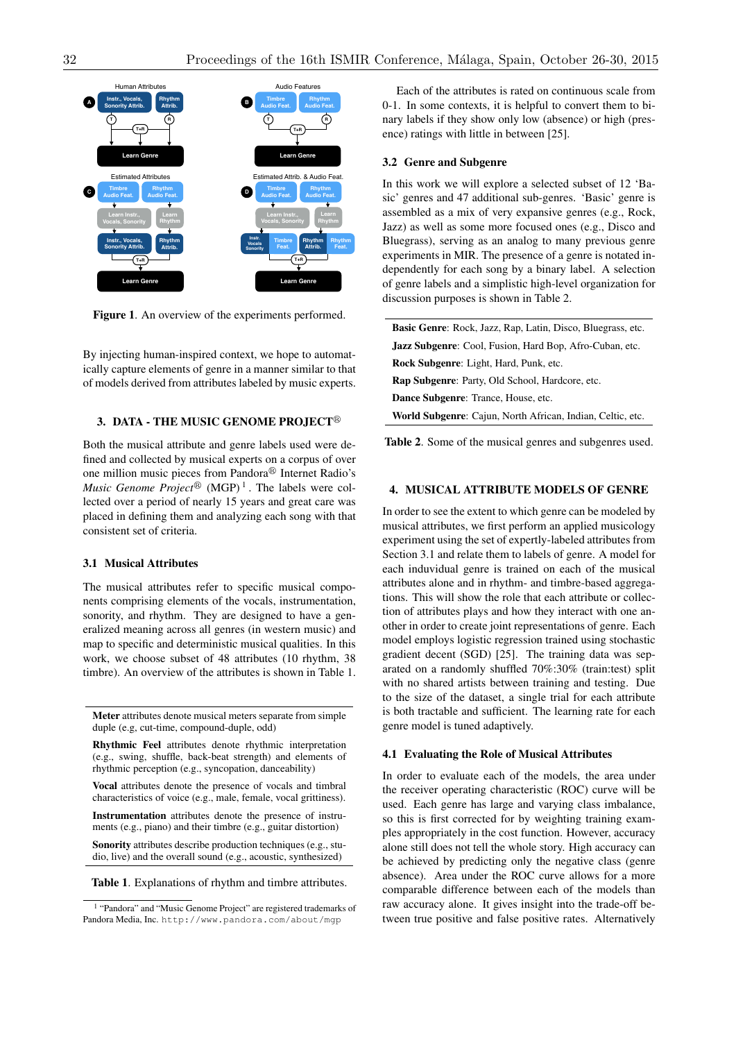Figure 1. An overview of the experiments performed.

By injecting human-inspired context, we hope to automatically capture elements of genre in a manner similar to that of models derived from attributes labeled by music experts.

## 3. DATA - THE MUSIC GENOME PROJECT®

Both the musical attribute and genre labels used were defined and collected by musical experts on a corpus of over one million music pieces from Pandora® Internet Radio's *Music Genome Project®* (MGP) [1]. The labels were collected over a period of nearly 15 years and great care was placed in defining them and analyzing each song with that consistent set of criteria.

### 3.1 Musical Attributes

The musical attributes refer to specific musical components comprising elements of the vocals, instrumentation, sonority, and rhythm. They are designed to have a generalized meaning across all genres (in western music) and map to specific and deterministic musical qualities. In this work, we choose subset of 48 attributes (10 rhythm, 38 timbre). An overview of the attributes is shown in Table 1.

**Meter** attributes denote musical meters separate from simple duple (e.g, cut-time, compound-duple, odd)

**Rhythmic Feel** attributes denote rhythmic interpretation (e.g., swing, shuffle, back-beat strength) and elements of rhythmic perception (e.g., syncopation, danceability)

**Vocal** attributes denote the presence of vocals and timbral characteristics of voice (e.g., male, female, vocal grittiness).

**Instrumentation** attributes denote the presence of instruments (e.g., piano) and their timbre (e.g., guitar distortion)

**Sonority** attributes describe production techniques (e.g., studio, live) and the overall sound (e.g., acoustic, synthesized)

**Table 1**. Explanations of rhythm and timbre attributes.

[1] "Pandora" and "Music Genome Project" are registered trademarks of Pandora Media, Inc. http://www.pandora.com/about/mgp

Each of the attributes is rated on continuous scale from 0-1. In some contexts, it is helpful to convert them to binary labels if they show only low (absence) or high (presence) ratings with little in between [25].

### 3.2 Genre and Subgenre

In this work we will explore a selected subset of 12 'Basic' genres and 47 additional sub-genres. 'Basic' genre is assembled as a mix of very expansive genres (e.g., Rock, Jazz) as well as some more focused ones (e.g., Disco and Bluegrass), serving as an analog to many previous genre experiments in MIR. The presence of a genre is notated independently for each song by a binary label. A selection of genre labels and a simplistic high-level organization for discussion purposes is shown in Table 2.

**Basic Genre**: Rock, Jazz, Rap, Latin, Disco, Bluegrass, etc.

**Jazz Subgenre**: Cool, Fusion, Hard Bop, Afro-Cuban, etc.

**Rock Subgenre**: Light, Hard, Punk, etc.

**Rap Subgenre**: Party, Old School, Hardcore, etc.

**Dance Subgenre**: Trance, House, etc.

**World Subgenre**: Cajun, North African, Indian, Celtic, etc.

**Table 2**. Some of the musical genres and subgenres used.

## 4. MUSICAL ATTRIBUTE MODELS OF GENRE

In order to see the extent to which genre can be modeled by musical attributes, we first perform an applied musicology experiment using the set of expertly-labeled attributes from Section 3.1 and relate them to labels of genre. A model for each individual genre is trained on each of the musical attributes alone and in rhythm- and timbre-based aggregations. This will show the role that each attribute or collection of attributes plays and how they interact with one another in order to create joint representations of genre. Each model employs logistic regression trained using stochastic gradient decent (SGD) [25]. The training data was separated on a randomly shuffled 70%:30% (train:test) split with no shared artists between training and testing. Due to the size of the dataset, a single trial for each attribute is both tractable and sufficient. The learning rate for each genre model is tuned adaptively.

### 4.1 Evaluating the Role of Musical Attributes

In order to evaluate each of the models, the area under the receiver operating characteristic (ROC) curve will be used. Each genre has large and varying class imbalance, so this is first corrected for by weighting training examples appropriately in the cost function. However, accuracy alone still does not tell the whole story. High accuracy can be achieved by predicting only the negative class (genre absence). Area under the ROC curve allows for a more comparable difference between each of the models than raw accuracy alone. It gives insight into the trade-off between true positive and false positive rates. Alternatively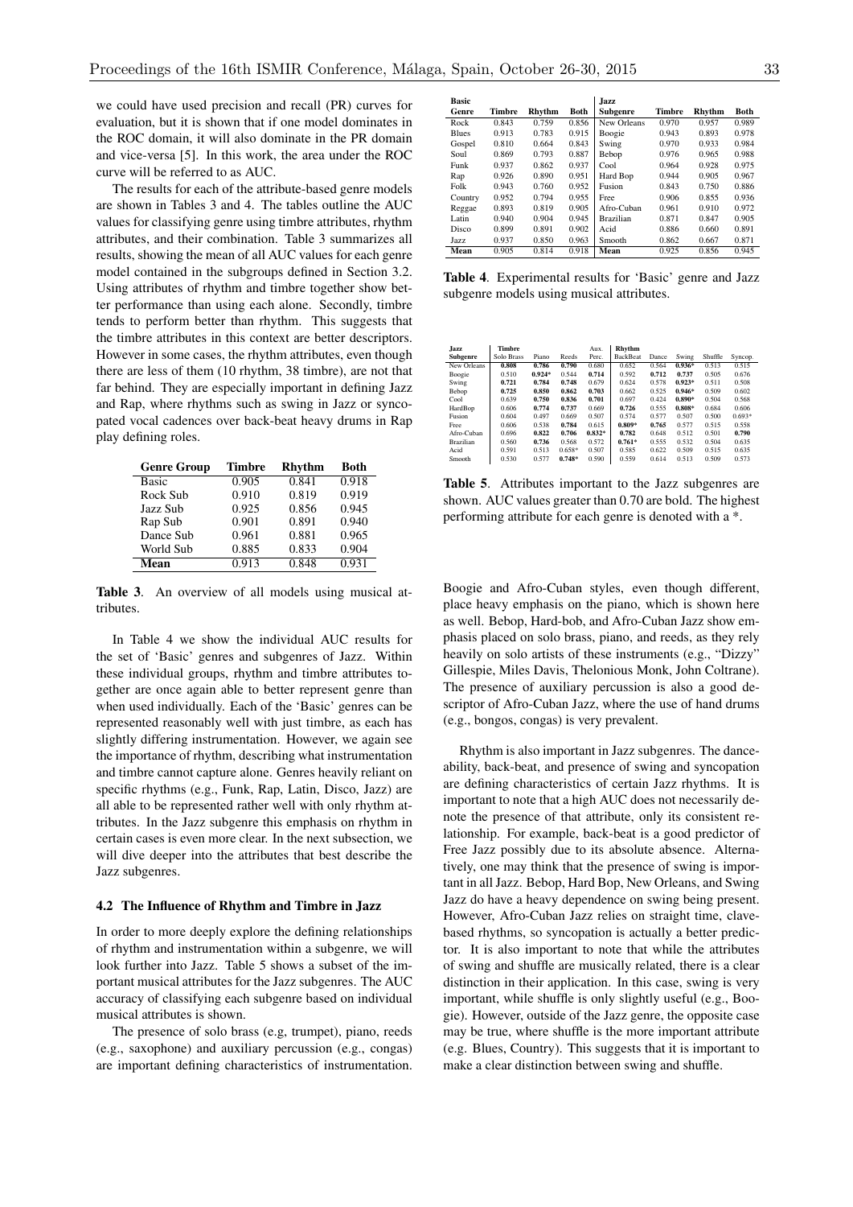we could have used precision and recall (PR) curves for evaluation, but it is shown that if one model dominates in the ROC domain, it will also dominate in the PR domain and vice-versa [5]. In this work, the area under the ROC curve will be referred to as AUC.

The results for each of the attribute-based genre models are shown in Tables 3 and 4. The tables outline the AUC values for classifying genre using timbre attributes, rhythm attributes, and their combination. Table 3 summarizes all results, showing the mean of all AUC values for each genre model contained in the subgroups defined in Section 3.2. Using attributes of rhythm and timbre together show better performance than using each alone. Secondly, timbre tends to perform better than rhythm. This suggests that the timbre attributes in this context are better descriptors. However in some cases, the rhythm attributes, even though there are less of them (10 rhythm, 38 timbre), are not that far behind. They are especially important in defining Jazz and Rap, where rhythms such as swing in Jazz or syncopated vocal cadences over back-beat heavy drums in Rap play defining roles.

| Genre Group | Timbre | Rhythm | Both |
|---|---|---|---|
| Basic | 0.905 | 0.841 | 0.918 |
| Rock Sub | 0.910 | 0.819 | 0.919 |
| Jazz Sub | 0.925 | 0.856 | 0.945 |
| Rap Sub | 0.901 | 0.891 | 0.940 |
| Dance Sub | 0.961 | 0.881 | 0.965 |
| World Sub | 0.885 | 0.833 | 0.904 |
| **Mean** | 0.913 | 0.848 | 0.931 |

**Table 3**. An overview of all models using musical attributes.

In Table 4 we show the individual AUC results for the set of 'Basic' genres and subgenres of Jazz. Within these individual groups, rhythm and timbre attributes together are once again able to better represent genre than when used individually. Each of the 'Basic' genres can be represented reasonably well with just timbre, as each has slightly differing instrumentation. However, we again see the importance of rhythm, describing what instrumentation and timbre cannot capture alone. Genres heavily reliant on specific rhythms (e.g., Funk, Rap, Latin, Disco, Jazz) are all able to be represented rather well with only rhythm attributes. In the Jazz subgenre this emphasis on rhythm in certain cases is even more clear. In the next subsection, we will dive deeper into the attributes that best describe the Jazz subgenres.

### 4.2 The Influence of Rhythm and Timbre in Jazz

In order to more deeply explore the defining relationships of rhythm and instrumentation within a subgenre, we will look further into Jazz. Table 5 shows a subset of the important musical attributes for the Jazz subgenres. The AUC accuracy of classifying each subgenre based on individual musical attributes is shown.

The presence of solo brass (e.g, trumpet), piano, reeds (e.g., saxophone) and auxiliary percussion (e.g., congas) are important defining characteristics of instrumentation.

| Basic Genre | Timbre | Rhythm | Both | Jazz Subgenre | Timbre | Rhythm | Both |
|---|---|---|---|---|---|---|---|
| Rock | 0.843 | 0.759 | 0.856 | New Orleans | 0.970 | 0.957 | 0.989 |
| Blues | 0.913 | 0.783 | 0.915 | Boogie | 0.943 | 0.893 | 0.978 |
| Gospel | 0.810 | 0.664 | 0.843 | Swing | 0.970 | 0.933 | 0.984 |
| Soul | 0.869 | 0.793 | 0.887 | Bebop | 0.976 | 0.965 | 0.988 |
| Funk | 0.937 | 0.862 | 0.937 | Cool | 0.964 | 0.928 | 0.975 |
| Rap | 0.926 | 0.890 | 0.951 | Hard Bop | 0.944 | 0.905 | 0.967 |
| Folk | 0.943 | 0.760 | 0.952 | Fusion | 0.843 | 0.750 | 0.886 |
| Country | 0.952 | 0.794 | 0.955 | Free | 0.906 | 0.855 | 0.936 |
| Reggae | 0.893 | 0.819 | 0.905 | Afro-Cuban | 0.961 | 0.910 | 0.972 |
| Latin | 0.940 | 0.904 | 0.945 | Brazilian | 0.871 | 0.847 | 0.905 |
| Disco | 0.899 | 0.891 | 0.902 | Acid | 0.886 | 0.660 | 0.891 |
| Jazz | 0.937 | 0.850 | 0.963 | Smooth | 0.862 | 0.667 | 0.871 |
| **Mean** | 0.905 | 0.814 | 0.918 | **Mean** | 0.925 | 0.856 | 0.945 |

**Table 4**. Experimental results for 'Basic' genre and Jazz subgenre models using musical attributes.

| Jazz Subgenre | Timbre Solo Brass | Piano | Reeds | Aux. Perc. | Rhythm BackBeat | Dance | Swing | Shuffle | Syncop. |
|---|---|---|---|---|---|---|---|---|---|
| New Orleans | **0.808** | **0.786** | **0.790** | 0.680 | 0.652 | 0.564 | **0.936*** | 0.513 | 0.515 |
| Boogie | 0.510 | **0.924*** | 0.544 | **0.714** | 0.592 | **0.712** | **0.737** | 0.505 | 0.676 |
| Swing | **0.721** | **0.784** | **0.748** | 0.679 | 0.624 | 0.578 | **0.923*** | 0.511 | 0.508 |
| Bebop | **0.725** | **0.850** | **0.862** | **0.703** | 0.662 | 0.525 | **0.946*** | 0.509 | 0.602 |
| Cool | 0.639 | **0.750** | **0.836** | **0.701** | 0.697 | 0.424 | **0.890*** | 0.504 | 0.568 |
| HardBop | 0.606 | **0.774** | **0.737** | 0.669 | **0.726** | 0.555 | **0.808*** | 0.684 | 0.606 |
| Fusion | 0.604 | 0.497 | 0.669 | 0.507 | 0.574 | 0.577 | 0.507 | 0.500 | 0.693* |
| Free | 0.606 | 0.538 | **0.784** | 0.615 | **0.809*** | **0.765** | 0.577 | 0.515 | 0.558 |
| Afro-Cuban | 0.696 | **0.822** | **0.706** | **0.832*** | **0.782** | 0.648 | 0.512 | 0.501 | **0.790** |
| Brazilian | 0.560 | **0.736** | 0.568 | 0.572 | **0.761*** | 0.555 | 0.532 | 0.504 | 0.635 |
| Acid | 0.591 | 0.513 | 0.658* | 0.507 | 0.585 | 0.622 | 0.509 | 0.515 | 0.635 |
| Smooth | 0.530 | 0.577 | **0.748*** | 0.590 | 0.559 | 0.614 | 0.513 | 0.509 | 0.573 |

**Table 5**. Attributes important to the Jazz subgenres are shown. AUC values greater than 0.70 are bold. The highest performing attribute for each genre is denoted with a *.

Boogie and Afro-Cuban styles, even though different, place heavy emphasis on the piano, which is shown here as well. Bebop, Hard-bob, and Afro-Cuban Jazz show emphasis placed on solo brass, piano, and reeds, as they rely heavily on solo artists of these instruments (e.g., "Dizzy" Gillespie, Miles Davis, Thelonious Monk, John Coltrane). The presence of auxiliary percussion is also a good descriptor of Afro-Cuban Jazz, where the use of hand drums (e.g., bongos, congas) is very prevalent.

Rhythm is also important in Jazz subgenres. The danceability, back-beat, and presence of swing and syncopation are defining characteristics of certain Jazz rhythms. It is important to note that a high AUC does not necessarily denote the presence of that attribute, only its consistent relationship. For example, back-beat is a good predictor of Free Jazz possibly due to its absolute absence. Alternatively, one may think that the presence of swing is important in all Jazz. Bebop, Hard Bop, New Orleans, and Swing Jazz do have a heavy dependence on swing being present. However, Afro-Cuban Jazz relies on straight time, clave-based rhythms, so syncopation is actually a better predictor. It is also important to note that while the attributes of swing and shuffle are musically related, there is a clear distinction in their application. In this case, swing is very important, while shuffle is only slightly useful (e.g., Boogie). However, outside of the Jazz genre, the opposite case may be true, where shuffle is the more important attribute (e.g. Blues, Country). This suggests that it is important to make a clear distinction between swing and shuffle.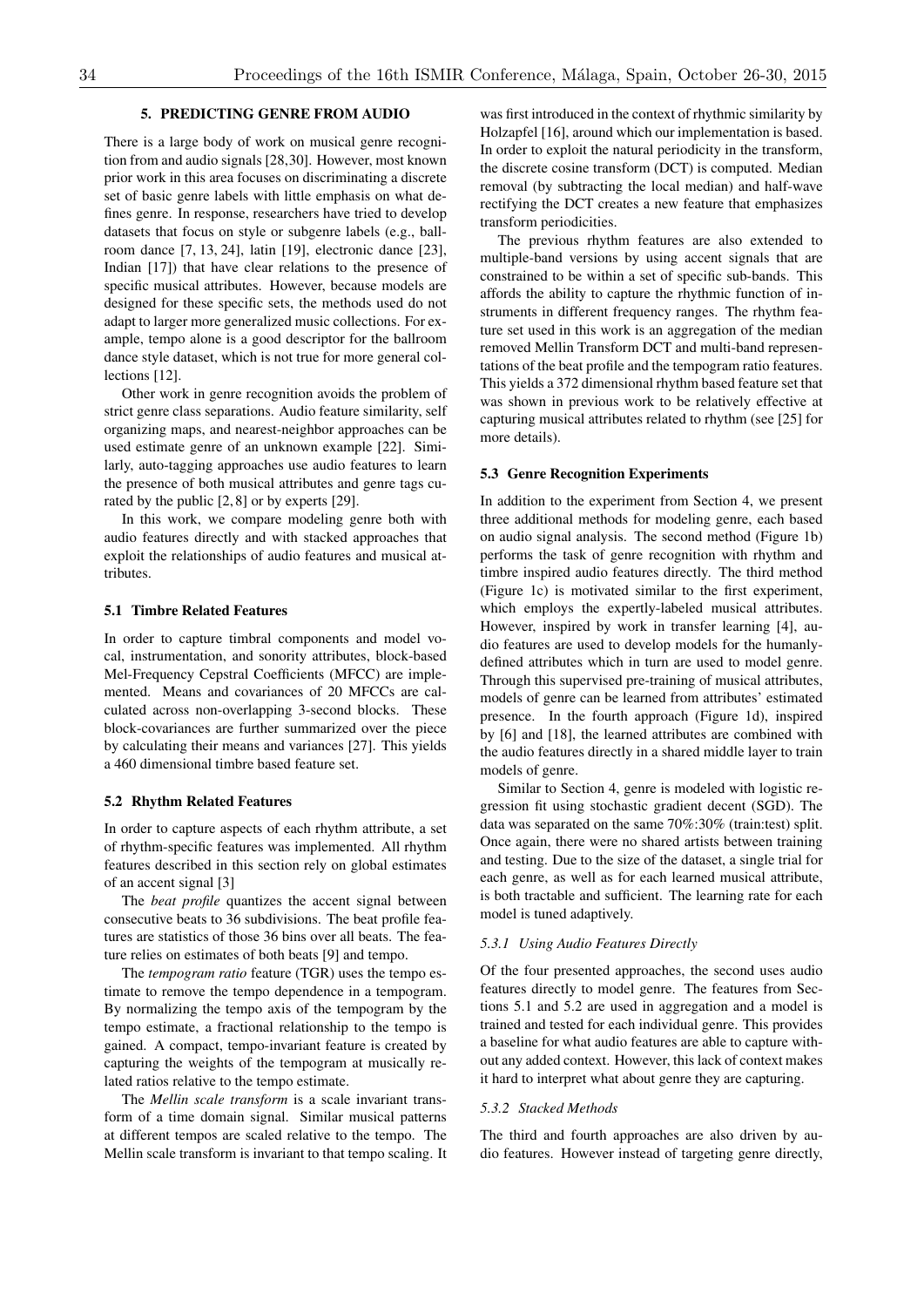## 5. PREDICTING GENRE FROM AUDIO

There is a large body of work on musical genre recognition from and audio signals [28,30]. However, most known prior work in this area focuses on discriminating a discrete set of basic genre labels with little emphasis on what defines genre. In response, researchers have tried to develop datasets that focus on style or subgenre labels (e.g., ballroom dance [7, 13, 24], latin [19], electronic dance [23], Indian [17]) that have clear relations to the presence of specific musical attributes. However, because models are designed for these specific sets, the methods used do not adapt to larger more generalized music collections. For example, tempo alone is a good descriptor for the ballroom dance style dataset, which is not true for more general collections [12].

Other work in genre recognition avoids the problem of strict genre class separations. Audio feature similarity, self organizing maps, and nearest-neighbor approaches can be used estimate genre of an unknown example [22]. Similarly, auto-tagging approaches use audio features to learn the presence of both musical attributes and genre tags curated by the public [2, 8] or by experts [29].

In this work, we compare modeling genre both with audio features directly and with stacked approaches that exploit the relationships of audio features and musical attributes.

### 5.1 Timbre Related Features

In order to capture timbral components and model vocal, instrumentation, and sonority attributes, block-based Mel-Frequency Cepstral Coefficients (MFCC) are implemented. Means and covariances of 20 MFCCs are calculated across non-overlapping 3-second blocks. These block-covariances are further summarized over the piece by calculating their means and variances [27]. This yields a 460 dimensional timbre based feature set.

### 5.2 Rhythm Related Features

In order to capture aspects of each rhythm attribute, a set of rhythm-specific features was implemented. All rhythm features described in this section rely on global estimates of an accent signal [3]

The *beat profile* quantizes the accent signal between consecutive beats to 36 subdivisions. The beat profile features are statistics of those 36 bins over all beats. The feature relies on estimates of both beats [9] and tempo.

The *tempogram ratio* feature (TGR) uses the tempo estimate to remove the tempo dependence in a tempogram. By normalizing the tempo axis of the tempogram by the tempo estimate, a fractional relationship to the tempo is gained. A compact, tempo-invariant feature is created by capturing the weights of the tempogram at musically related ratios relative to the tempo estimate.

The *Mellin scale transform* is a scale invariant transform of a time domain signal. Similar musical patterns at different tempos are scaled relative to the tempo. The Mellin scale transform is invariant to that tempo scaling. It was first introduced in the context of rhythmic similarity by Holzapfel [16], around which our implementation is based. In order to exploit the natural periodicity in the transform, the discrete cosine transform (DCT) is computed. Median removal (by subtracting the local median) and half-wave rectifying the DCT creates a new feature that emphasizes transform periodicities.

The previous rhythm features are also extended to multiple-band versions by using accent signals that are constrained to be within a set of specific sub-bands. This affords the ability to capture the rhythmic function of instruments in different frequency ranges. The rhythm feature set used in this work is an aggregation of the median removed Mellin Transform DCT and multi-band representations of the beat profile and the tempogram ratio features. This yields a 372 dimensional rhythm based feature set that was shown in previous work to be relatively effective at capturing musical attributes related to rhythm (see [25] for more details).

### 5.3 Genre Recognition Experiments

In addition to the experiment from Section 4, we present three additional methods for modeling genre, each based on audio signal analysis. The second method (Figure 1b) performs the task of genre recognition with rhythm and timbre inspired audio features directly. The third method (Figure 1c) is motivated similar to the first experiment, which employs the expertly-labeled musical attributes. However, inspired by work in transfer learning [4], audio features are used to develop models for the humanly-defined attributes which in turn are used to model genre. Through this supervised pre-training of musical attributes, models of genre can be learned from attributes' estimated presence. In the fourth approach (Figure 1d), inspired by [6] and [18], the learned attributes are combined with the audio features directly in a shared middle layer to train models of genre.

Similar to Section 4, genre is modeled with logistic regression fit using stochastic gradient decent (SGD). The data was separated on the same 70%:30% (train:test) split. Once again, there were no shared artists between training and testing. Due to the size of the dataset, a single trial for each genre, as well as for each learned musical attribute, is both tractable and sufficient. The learning rate for each model is tuned adaptively.

#### 5.3.1 Using Audio Features Directly

Of the four presented approaches, the second uses audio features directly to model genre. The features from Sections 5.1 and 5.2 are used in aggregation and a model is trained and tested for each individual genre. This provides a baseline for what audio features are able to capture without any added context. However, this lack of context makes it hard to interpret what about genre they are capturing.

#### 5.3.2 Stacked Methods

The third and fourth approaches are also driven by audio features. However instead of targeting genre directly,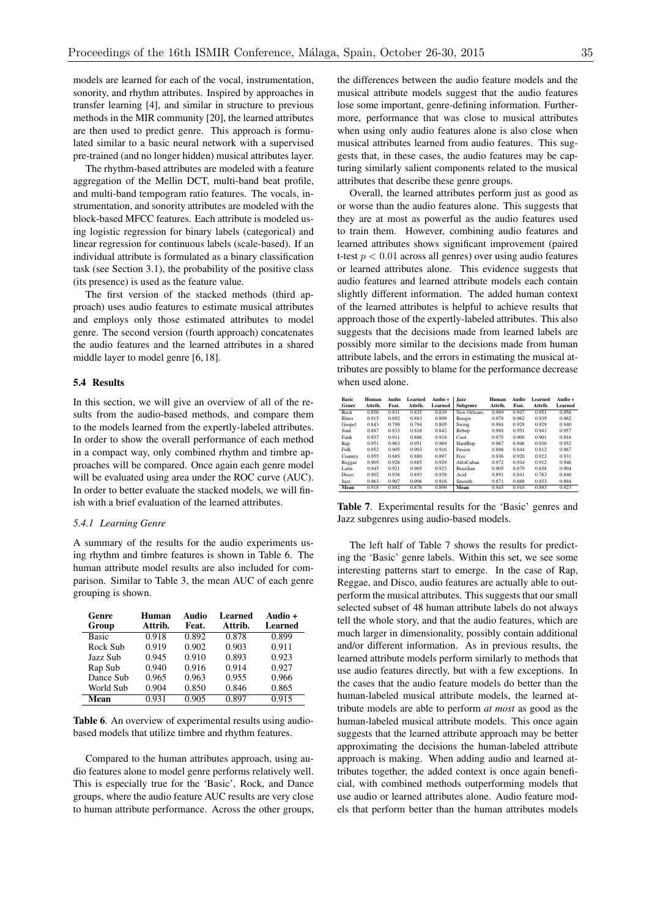models are learned for each of the vocal, instrumentation, sonority, and rhythm attributes. Inspired by approaches in transfer learning [4], and similar in structure to previous methods in the MIR community [20], the learned attributes are then used to predict genre. This approach is formulated similar to a basic neural network with a supervised pre-trained (and no longer hidden) musical attributes layer.

The rhythm-based attributes are modeled with a feature aggregation of the Mellin DCT, multi-band beat profile, and multi-band tempogram ratio features. The vocals, instrumentation, and sonority attributes are modeled with the block-based MFCC features. Each attribute is modeled using logistic regression for binary labels (categorical) and linear regression for continuous labels (scale-based). If an individual attribute is formulated as a binary classification task (see Section 3.1), the probability of the positive class (its presence) is used as the feature value.

The first version of the stacked methods (third approach) uses audio features to estimate musical attributes and employs only those estimated attributes to model genre. The second version (fourth approach) concatenates the audio features and the learned attributes in a shared middle layer to model genre [6, 18].

### 5.4 Results

In this section, we will give an overview of all of the results from the audio-based methods, and compare them to the models learned from the expertly-labeled attributes. In order to show the overall performance of each method in a compact way, only combined rhythm and timbre approaches will be compared. Once again each genre model will be evaluated using area under the ROC curve (AUC). In order to better evaluate the stacked models, we will finish with a brief evaluation of the learned attributes.

#### *5.4.1 Learning Genre*

A summary of the results for the audio experiments using rhythm and timbre features is shown in Table 6. The human attribute model results are also included for comparison. Similar to Table 3, the mean AUC of each genre grouping is shown.

| Genre Group | Human Attrib. | Audio Feat. | Learned Attrib. | Audio + Learned |
|---|---|---|---|---|
| Basic | 0.918 | 0.892 | 0.878 | 0.899 |
| Rock Sub | 0.919 | 0.902 | 0.903 | 0.911 |
| Jazz Sub | 0.945 | 0.910 | 0.893 | 0.923 |
| Rap Sub | 0.940 | 0.916 | 0.914 | 0.927 |
| Dance Sub | 0.965 | 0.963 | 0.955 | 0.966 |
| World Sub | 0.904 | 0.850 | 0.846 | 0.865 |
| **Mean** | 0.931 | 0.905 | 0.897 | 0.915 |

**Table 6**. An overview of experimental results using audio-based models that utilize timbre and rhythm features.

Compared to the human attributes approach, using audio features alone to model genre performs relatively well. This is especially true for the 'Basic', Rock, and Dance groups, where the audio feature AUC results are very close to human attribute performance. Across the other groups, the differences between the audio feature models and the musical attribute models suggest that the audio features lose some important, genre-defining information. Furthermore, performance that was close to musical attributes when using only audio features alone is also close when musical attributes learned from audio features. This suggests that, in these cases, the audio features may be capturing similarly salient components related to the musical attributes that describe these genre groups.

Overall, the learned attributes perform just as good as or worse than the audio features alone. This suggests that they are at most as powerful as the audio features used to train them. However, combining audio features and learned attributes shows significant improvement (paired t-test $p < 0.01$ across all genres) over using audio features or learned attributes alone. This evidence suggests that audio features and learned attribute models each contain slightly different information. The added human context of the learned attributes is helpful to achieve results that approach those of the expertly-labeled attributes. This also suggests that the decisions made from learned labels are possibly more similar to the decisions made from human attribute labels, and the errors in estimating the musical attributes are possibly to blame for the performance decrease when used alone.

| Basic Genre | Human Attrib. | Audio Feat. | Learned Attrib. | Audio + Learned | Jazz Subgenre | Human Attrib. | Audio Feat. | Learned Attrib. | Audio + Learned |
|---|---|---|---|---|---|---|---|---|---|
| Rock | 0.856 | 0.831 | 0.835 | 0.839 | New Orleans | 0.989 | 0.947 | 0.951 | 0.956 |
| Blues | 0.915 | 0.892 | 0.883 | 0.899 | Boogie | 0.978 | 0.962 | 0.939 | 0.962 |
| Gospel | 0.843 | 0.798 | 0.794 | 0.805 | Swing | 0.984 | 0.929 | 0.929 | 0.940 |
| Soul | 0.887 | 0.833 | 0.818 | 0.842 | Bebop | 0.988 | 0.951 | 0.943 | 0.957 |
| Funk | 0.937 | 0.911 | 0.886 | 0.918 | Cool | 0.975 | 0.900 | 0.901 | 0.916 |
| Rap | 0.951 | 0.963 | 0.951 | 0.969 | HardBop | 0.967 | 0.946 | 0.930 | 0.952 |
| Folk | 0.952 | 0.905 | 0.903 | 0.916 | Fusion | 0.886 | 0.844 | 0.812 | 0.867 |
| Country | 0.955 | 0.885 | 0.880 | 0.897 | Free | 0.936 | 0.920 | 0.923 | 0.931 |
| Reggae | 0.905 | 0.926 | 0.885 | 0.929 | AfroCuban | 0.972 | 0.934 | 0.912 | 0.946 |
| Latin | 0.945 | 0.921 | 0.905 | 0.923 | Brazilian | 0.905 | 0.879 | 0.858 | 0.904 |
| Disco | 0.902 | 0.936 | 0.893 | 0.938 | Acid | 0.891 | 0.841 | 0.763 | 0.846 |
| Jazz | 0.963 | 0.907 | 0.906 | 0.916 | Smooth | 0.871 | 0.868 | 0.853 | 0.894 |
| **Mean** | 0.918 | 0.892 | 0.878 | 0.899 | **Mean** | 0.945 | 0.910 | 0.893 | 0.923 |

**Table 7**. Experimental results for the 'Basic' genres and Jazz subgenres using audio-based models.

The left half of Table 7 shows the results for predicting the 'Basic' genre labels. Within this set, we see some interesting patterns start to emerge. In the case of Rap, Reggae, and Disco, audio features are actually able to outperform the musical attributes. This suggests that our small selected subset of 48 human attribute labels do not always tell the whole story, and that the audio features, which are much larger in dimensionality, possibly contain additional and/or different information. As in previous results, the learned attribute models perform similarly to methods that use audio features directly, but with a few exceptions. In the cases that the audio feature models do better than the human-labeled musical attribute models, the learned attribute models are able to perform *at most* as good as the human-labeled musical attribute models. This once again suggests that the learned attribute approach may be better approximating the decisions the human-labeled attribute approach is making. When adding audio and learned attributes together, the added context is once again beneficial, with combined methods outperforming models that use audio or learned attributes alone. Audio feature models that perform better than the human attributes models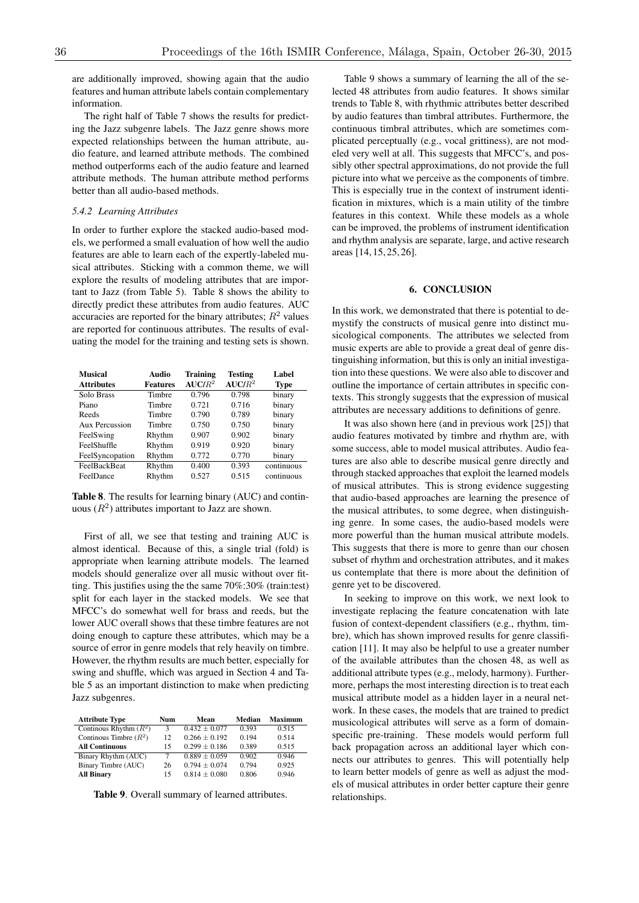are additionally improved, showing again that the audio features and human attribute labels contain complementary information.

The right half of Table 7 shows the results for predicting the Jazz subgenre labels. The Jazz genre shows more expected relationships between the human attribute, audio feature, and learned attribute methods. The combined method outperforms each of the audio feature and learned attribute methods. The human attribute method performs better than all audio-based methods.

#### *5.4.2 Learning Attributes*

In order to further explore the stacked audio-based models, we performed a small evaluation of how well the audio features are able to learn each of the expertly-labeled musical attributes. Sticking with a common theme, we will explore the results of modeling attributes that are important to Jazz (from Table 5). Table 8 shows the ability to directly predict these attributes from audio features. AUC accuracies are reported for the binary attributes; $R^2$ values are reported for continuous attributes. The results of evaluating the model for the training and testing sets is shown.

| Musical Attributes | Audio Features | Training AUC/$R^2$ | Testing AUC/$R^2$ | Label Type |
|---|---|---|---|---|
| Solo Brass | Timbre | 0.796 | 0.798 | binary |
| Piano | Timbre | 0.721 | 0.716 | binary |
| Reeds | Timbre | 0.790 | 0.789 | binary |
| Aux Percussion | Timbre | 0.750 | 0.750 | binary |
| FeelSwing | Rhythm | 0.907 | 0.902 | binary |
| FeelShuffle | Rhythm | 0.919 | 0.920 | binary |
| FeelSyncopation | Rhythm | 0.772 | 0.770 | binary |
| FeelBackBeat | Rhythm | 0.400 | 0.393 | continuous |
| FeelDance | Rhythm | 0.527 | 0.515 | continuous |

**Table 8**. The results for learning binary (AUC) and continuous ($R^2$) attributes important to Jazz are shown.

First of all, we see that testing and training AUC is almost identical. Because of this, a single trial (fold) is appropriate when learning attribute models. The learned models should generalize over all music without over fitting. This justifies using the the same 70%:30% (train:test) split for each layer in the stacked models. We see that MFCC's do somewhat well for brass and reeds, but the lower AUC overall shows that these timbre features are not doing enough to capture these attributes, which may be a source of error in genre models that rely heavily on timbre. However, the rhythm results are much better, especially for swing and shuffle, which was argued in Section 4 and Table 5 as an important distinction to make when predicting Jazz subgenres.

| Attribute Type | Num | Mean | Median | Maximum |
|---|---|---|---|---|
| Continous Rhythm ($R^2$) | 3 | $0.432 \pm 0.077$ | 0.393 | 0.515 |
| Continous Timbre ($R^2$) | 12 | $0.266 \pm 0.192$ | 0.194 | 0.514 |
| **All Continuous** | 15 | $0.299 \pm 0.186$ | 0.389 | 0.515 |
| Binary Rhythm (AUC) | 7 | $0.889 \pm 0.059$ | 0.902 | 0.946 |
| Binary Timbre (AUC) | 26 | $0.794 \pm 0.074$ | 0.794 | 0.925 |
| **All Binary** | 15 | $0.814 \pm 0.080$ | 0.806 | 0.946 |

**Table 9**. Overall summary of learned attributes.

Table 9 shows a summary of learning the all of the selected 48 attributes from audio features. It shows similar trends to Table 8, with rhythmic attributes better described by audio features than timbral attributes. Furthermore, the continuous timbral attributes, which are sometimes complicated perceptually (e.g., vocal grittiness), are not modeled very well at all. This suggests that MFCC's, and possibly other spectral approximations, do not provide the full picture into what we perceive as the components of timbre. This is especially true in the context of instrument identification in mixtures, which is a main utility of the timbre features in this context. While these models as a whole can be improved, the problems of instrument identification and rhythm analysis are separate, large, and active research areas [14, 15, 25, 26].

## 6. CONCLUSION

In this work, we demonstrated that there is potential to demystify the constructs of musical genre into distinct musicological components. The attributes we selected from music experts are able to provide a great deal of genre distinguishing information, but this is only an initial investigation into these questions. We were also able to discover and outline the importance of certain attributes in specific contexts. This strongly suggests that the expression of musical attributes are necessary additions to definitions of genre.

It was also shown here (and in previous work [25]) that audio features motivated by timbre and rhythm are, with some success, able to model musical attributes. Audio features are also able to describe musical genre directly and through stacked approaches that exploit the learned models of musical attributes. This is strong evidence suggesting that audio-based approaches are learning the presence of the musical attributes, to some degree, when distinguishing genre. In some cases, the audio-based models were more powerful than the human musical attribute models. This suggests that there is more to genre than our chosen subset of rhythm and orchestration attributes, and it makes us contemplate that there is more about the definition of genre yet to be discovered.

In seeking to improve on this work, we next look to investigate replacing the feature concatenation with late fusion of context-dependent classifiers (e.g., rhythm, timbre), which has shown improved results for genre classification [11]. It may also be helpful to use a greater number of the available attributes than the chosen 48, as well as additional attribute types (e.g., melody, harmony). Furthermore, perhaps the most interesting direction is to treat each musical attribute model as a hidden layer in a neural network. In these cases, the models that are trained to predict musicological attributes will serve as a form of domain-specific pre-training. These models would perform full back propagation across an additional layer which connects our attributes to genres. This will potentially help to learn better models of genre as well as adjust the models of musical attributes in order better capture their genre relationships.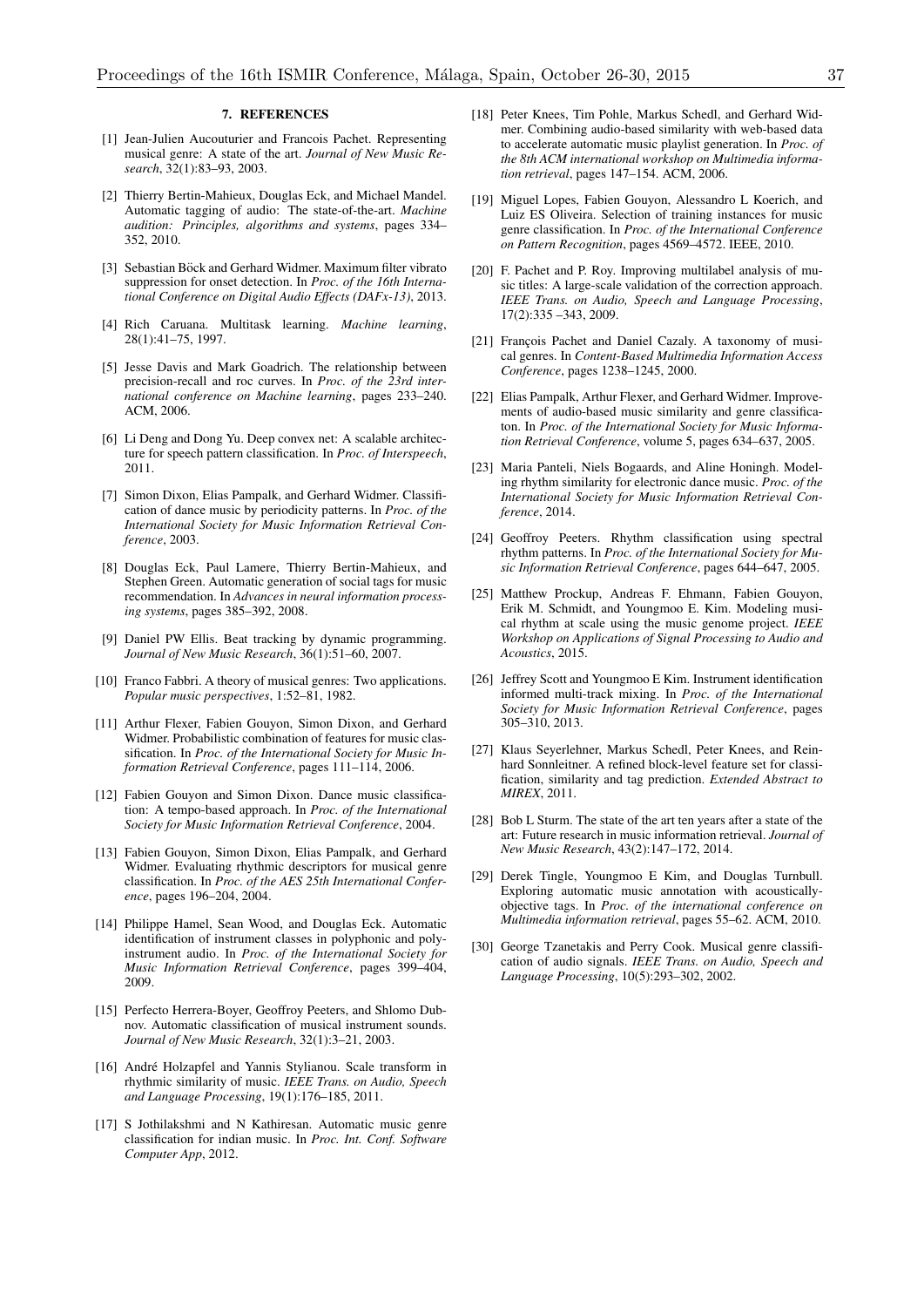### 7. REFERENCES

[1] Jean-Julien Aucouturier and Francois Pachet. Representing musical genre: A state of the art. *Journal of New Music Research*, 32(1):83–93, 2003.

[2] Thierry Bertin-Mahieux, Douglas Eck, and Michael Mandel. Automatic tagging of audio: The state-of-the-art. *Machine audition: Principles, algorithms and systems*, pages 334–352, 2010.

[3] Sebastian Böck and Gerhard Widmer. Maximum filter vibrato suppression for onset detection. In *Proc. of the 16th International Conference on Digital Audio Effects (DAFx-13)*, 2013.

[4] Rich Caruana. Multitask learning. *Machine learning*, 28(1):41–75, 1997.

[5] Jesse Davis and Mark Goadrich. The relationship between precision-recall and roc curves. In *Proc. of the 23rd international conference on Machine learning*, pages 233–240. ACM, 2006.

[6] Li Deng and Dong Yu. Deep convex net: A scalable architecture for speech pattern classification. In *Proc. of Interspeech*, 2011.

[7] Simon Dixon, Elias Pampalk, and Gerhard Widmer. Classification of dance music by periodicity patterns. In *Proc. of the International Society for Music Information Retrieval Conference*, 2003.

[8] Douglas Eck, Paul Lamere, Thierry Bertin-Mahieux, and Stephen Green. Automatic generation of social tags for music recommendation. In *Advances in neural information processing systems*, pages 385–392, 2008.

[9] Daniel PW Ellis. Beat tracking by dynamic programming. *Journal of New Music Research*, 36(1):51–60, 2007.

[10] Franco Fabbri. A theory of musical genres: Two applications. *Popular music perspectives*, 1:52–81, 1982.

[11] Arthur Flexer, Fabien Gouyon, Simon Dixon, and Gerhard Widmer. Probabilistic combination of features for music classification. In *Proc. of the International Society for Music Information Retrieval Conference*, pages 111–114, 2006.

[12] Fabien Gouyon and Simon Dixon. Dance music classification: A tempo-based approach. In *Proc. of the International Society for Music Information Retrieval Conference*, 2004.

[13] Fabien Gouyon, Simon Dixon, Elias Pampalk, and Gerhard Widmer. Evaluating rhythmic descriptors for musical genre classification. In *Proc. of the AES 25th International Conference*, pages 196–204, 2004.

[14] Philippe Hamel, Sean Wood, and Douglas Eck. Automatic identification of instrument classes in polyphonic and poly-instrument audio. In *Proc. of the International Society for Music Information Retrieval Conference*, pages 399–404, 2009.

[15] Perfecto Herrera-Boyer, Geoffroy Peeters, and Shlomo Dubnov. Automatic classification of musical instrument sounds. *Journal of New Music Research*, 32(1):3–21, 2003.

[16] André Holzapfel and Yannis Stylianou. Scale transform in rhythmic similarity of music. *IEEE Trans. on Audio, Speech and Language Processing*, 19(1):176–185, 2011.

[17] S Jothilakshmi and N Kathiresan. Automatic music genre classification for indian music. In *Proc. Int. Conf. Software Computer App*, 2012.

[18] Peter Knees, Tim Pohle, Markus Schedl, and Gerhard Widmer. Combining audio-based similarity with web-based data to accelerate automatic music playlist generation. In *Proc. of the 8th ACM international workshop on Multimedia information retrieval*, pages 147–154. ACM, 2006.

[19] Miguel Lopes, Fabien Gouyon, Alessandro L Koerich, and Luiz ES Oliveira. Selection of training instances for music genre classification. In *Proc. of the International Conference on Pattern Recognition*, pages 4569–4572. IEEE, 2010.

[20] F. Pachet and P. Roy. Improving multilabel analysis of music titles: A large-scale validation of the correction approach. *IEEE Trans. on Audio, Speech and Language Processing*, 17(2):335 –343, 2009.

[21] François Pachet and Daniel Cazaly. A taxonomy of musical genres. In *Content-Based Multimedia Information Access Conference*, pages 1238–1245, 2000.

[22] Elias Pampalk, Arthur Flexer, and Gerhard Widmer. Improvements of audio-based music similarity and genre classificaton. In *Proc. of the International Society for Music Information Retrieval Conference*, volume 5, pages 634–637, 2005.

[23] Maria Panteli, Niels Bogaards, and Aline Honingh. Modeling rhythm similarity for electronic dance music. *Proc. of the International Society for Music Information Retrieval Conference*, 2014.

[24] Geoffroy Peeters. Rhythm classification using spectral rhythm patterns. In *Proc. of the International Society for Music Information Retrieval Conference*, pages 644–647, 2005.

[25] Matthew Prockup, Andreas F. Ehmann, Fabien Gouyon, Erik M. Schmidt, and Youngmoo E. Kim. Modeling musical rhythm at scale using the music genome project. *IEEE Workshop on Applications of Signal Processing to Audio and Acoustics*, 2015.

[26] Jeffrey Scott and Youngmoo E Kim. Instrument identification informed multi-track mixing. In *Proc. of the International Society for Music Information Retrieval Conference*, pages 305–310, 2013.

[27] Klaus Seyerlehner, Markus Schedl, Peter Knees, and Reinhard Sonnleitner. A refined block-level feature set for classification, similarity and tag prediction. *Extended Abstract to MIREX*, 2011.

[28] Bob L Sturm. The state of the art ten years after a state of the art: Future research in music information retrieval. *Journal of New Music Research*, 43(2):147–172, 2014.

[29] Derek Tingle, Youngmoo E Kim, and Douglas Turnbull. Exploring automatic music annotation with acoustically-objective tags. In *Proc. of the international conference on Multimedia information retrieval*, pages 55–62. ACM, 2010.

[30] George Tzanetakis and Perry Cook. Musical genre classification of audio signals. *IEEE Trans. on Audio, Speech and Language Processing*, 10(5):293–302, 2002.